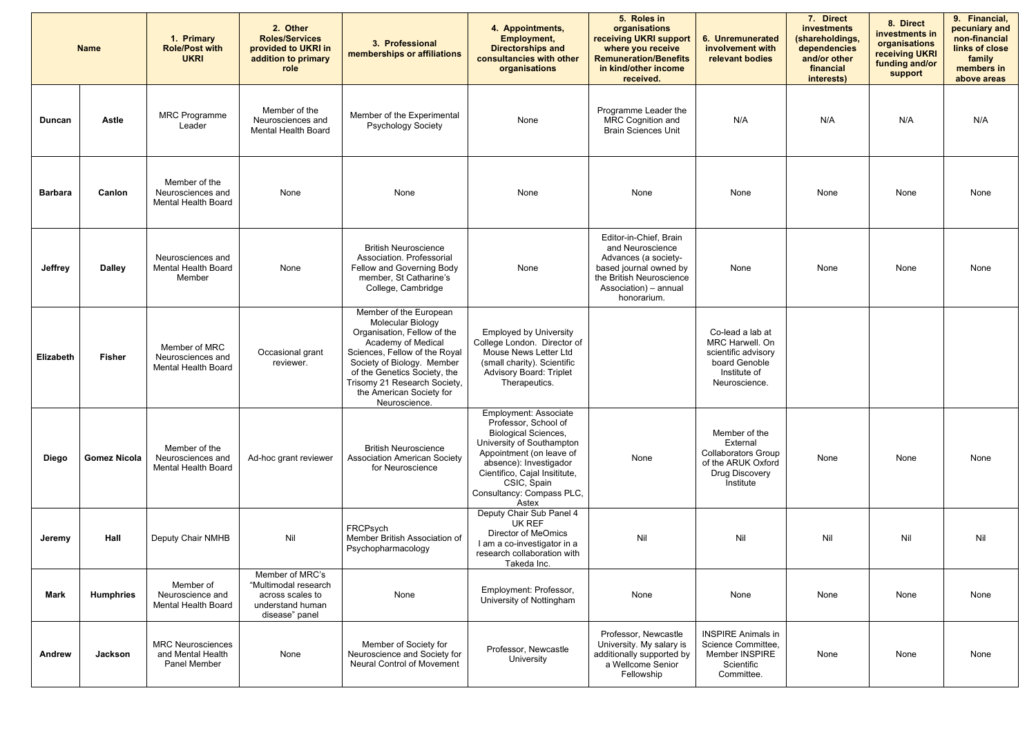| Name | | 1. Primary Role/Post with UKRI | 2. Other Roles/Services provided to UKRI in addition to primary role | 3. Professional memberships or affiliations | 4. Appointments, Employment, Directorships and consultancies with other organisations | 5. Roles in organisations receiving UKRI support where you receive Remuneration/Benefits in kind/other income received. | 6. Unremunerated involvement with relevant bodies | 7. Direct investments (shareholdings, dependencies and/or other financial interests) | 8. Direct investments in organisations receiving UKRI funding and/or support | 9. Financial, pecuniary and non-financial links of close family members in above areas |
|---|---|---|---|---|---|---|---|---|---|---|
| Duncan | Astle | MRC Programme Leader | Member of the Neurosciences and Mental Health Board | Member of the Experimental Psychology Society | None | Programme Leader the MRC Cognition and Brain Sciences Unit | N/A | N/A | N/A | N/A |
| Barbara | Canlon | Member of the Neurosciences and Mental Health Board | None | None | None | None | None | None | None | None |
| Jeffrey | Dalley | Neurosciences and Mental Health Board Member | None | British Neuroscience Association. Professorial Fellow and Governing Body member, St Catharine's College, Cambridge | None | Editor-in-Chief, Brain and Neuroscience Advances (a society-based journal owned by the British Neuroscience Association) – annual honorarium. | None | None | None | None |
| Elizabeth | Fisher | Member of MRC Neurosciences and Mental Health Board | Occasional grant reviewer. | Member of the European Molecular Biology Organisation, Fellow of the Academy of Medical Sciences, Fellow of the Royal Society of Biology. Member of the Genetics Society, the Trisomy 21 Research Society, the American Society for Neuroscience. | Employed by University College London. Director of Mouse News Letter Ltd (small charity). Scientific Advisory Board: Triplet Therapeutics. | | Co-lead a lab at MRC Harwell. On scientific advisory board Genoble Institute of Neuroscience. | | | |
| Diego | Gomez Nicola | Member of the Neurosciences and Mental Health Board | Ad-hoc grant reviewer | British Neuroscience Association American Society for Neuroscience | Employment: Associate Professor, School of Biological Sciences, University of Southampton Appointment (on leave of absence): Investigador Cientifico, Cajal Insititute, CSIC, Spain Consultancy: Compass PLC, Astex | None | Member of the External Collaborators Group of the ARUK Oxford Drug Discovery Institute | None | None | None |
| Jeremy | Hall | Deputy Chair NMHB | Nil | FRCPsych Member British Association of Psychopharmacology | Deputy Chair Sub Panel 4 UK REF Director of MeOmics I am a co-investigator in a research collaboration with Takeda Inc. | Nil | Nil | Nil | Nil | Nil |
| Mark | Humphries | Member of Neuroscience and Mental Health Board | Member of MRC's "Multimodal research across scales to understand human disease" panel | None | Employment: Professor, University of Nottingham | None | None | None | None | None |
| Andrew | Jackson | MRC Neurosciences and Mental Health Panel Member | None | Member of Society for Neuroscience and Society for Neural Control of Movement | Professor, Newcastle University | Professor, Newcastle University. My salary is additionally supported by a Wellcome Senior Fellowship | INSPIRE Animals in Science Committee, Member INSPIRE Scientific Committee. | None | None | None |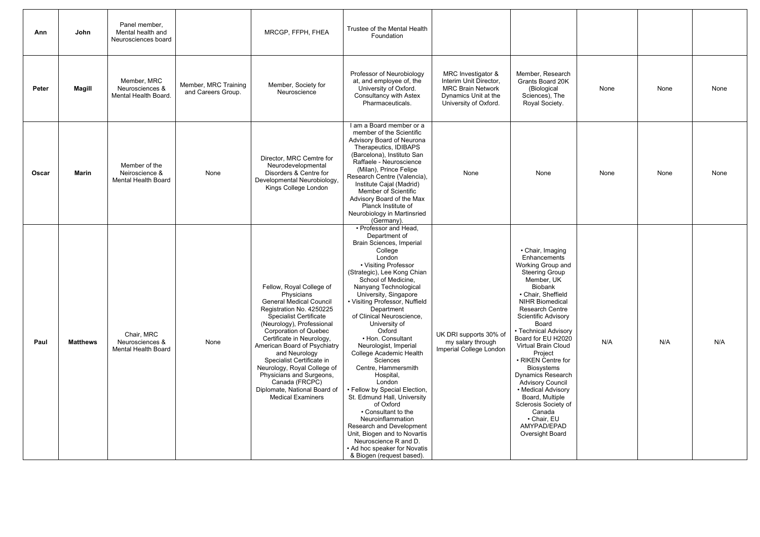| Ann | John | Panel member, Mental health and Neurosciences board | | MRCGP, FFPH, FHEA | Trustee of the Mental Health Foundation | | | | | |
|---|---|---|---|---|---|---|---|---|---|---|
| Peter | Magill | Member, MRC Neurosciences & Mental Health Board. | Member, MRC Training and Careers Group. | Member, Society for Neuroscience | Professor of Neurobiology at, and employee of, the University of Oxford. Consultancy with Astex Pharmaceuticals. | MRC Investigator & Interim Unit Director, MRC Brain Network Dynamics Unit at the University of Oxford. | Member, Research Grants Board 20K (Biological Sciences), The Royal Society. | None | None | None |
| Oscar | Marin | Member of the Neiroscience & Mental Health Board | None | Director, MRC Cemtre for Neurodevelopmental Disorders & Centre for Developmental Neurobiology, Kings College London | I am a Board member or a member of the Scientific Advisory Board of Neurona Therapeutics, IDIBAPS (Barcelona), Instituto San Raffaele - Neuroscience (Milan), Prince Felipe Research Centre (Valencia), Institute Cajal (Madrid) Member of Scientific Advisory Board of the Max Planck Institute of Neurobiology in Martinsried (Germany). | None | None | None | None | None |
| Paul | Matthews | Chair, MRC Neurosciences & Mental Health Board | None | Fellow, Royal College of Physicians General Medical Council Registration No. 4250225 Specialist Certificate (Neurology), Professional Corporation of Quebec Certificate in Neurology, American Board of Psychiatry and Neurology Specialist Certificate in Neurology, Royal College of Physicians and Surgeons, Canada (FRCPC) Diplomate, National Board of Medical Examiners | • Professor and Head, Department of Brain Sciences, Imperial College London • Visiting Professor (Strategic), Lee Kong Chian School of Medicine, Nanyang Technological University, Singapore • Visiting Professor, Nuffield Department of Clinical Neuroscience, University of Oxford • Hon. Consultant Neurologist, Imperial College Academic Health Sciences Centre, Hammersmith Hospital, London • Fellow by Special Election, St. Edmund Hall, University of Oxford • Consultant to the Neuroinflammation Research and Development Unit, Biogen and to Novartis Neuroscience R and D. • Ad hoc speaker for Novatis & Biogen (request based). | UK DRI supports 30% of my salary through Imperial College London | • Chair, Imaging Enhancements Working Group and Steering Group Member, UK Biobank • Chair, Sheffield NIHR Biomedical Research Centre Scientific Advisory Board • Technical Advisory Board for EU H2020 Virtual Brain Cloud Project • RIKEN Centre for Biosystems Dynamics Research Advisory Council • Medical Advisory Board, Multiple Sclerosis Society of Canada • Chair, EU AMYPAD/EPAD Oversight Board | N/A | N/A | N/A |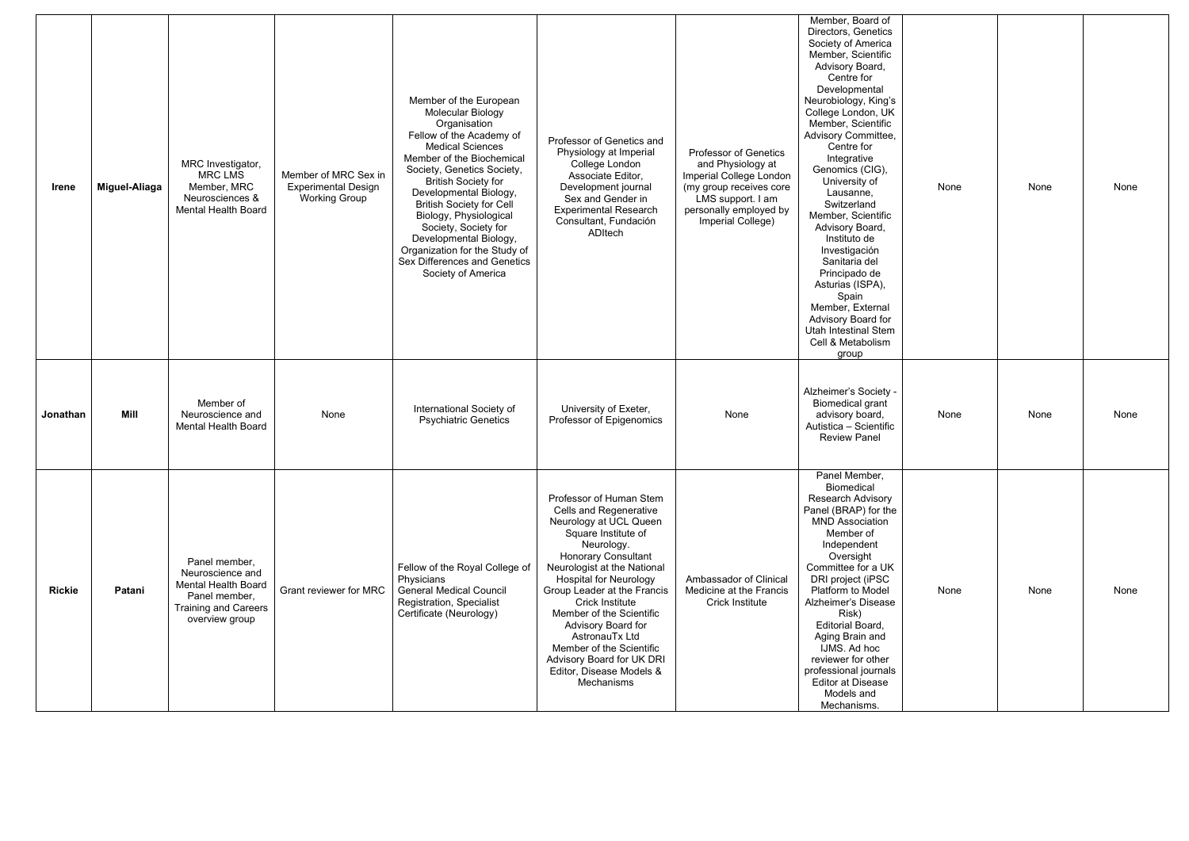| | | | | | | | | | | |
|---|---|---|---|---|---|---|---|---|---|---|
| **Irene** | **Miguel-Aliaga** | MRC Investigator, MRC LMS Member, MRC Neurosciences & Mental Health Board | Member of MRC Sex in Experimental Design Working Group | Member of the European Molecular Biology Organisation Fellow of the Academy of Medical Sciences Member of the Biochemical Society, Genetics Society, British Society for Developmental Biology, British Society for Cell Biology, Physiological Society, Society for Developmental Biology, Organization for the Study of Sex Differences and Genetics Society of America | Professor of Genetics and Physiology at Imperial College London Associate Editor, Development journal Sex and Gender in Experimental Research Consultant, Fundación ADItech | Professor of Genetics and Physiology at Imperial College London (my group receives core LMS support. I am personally employed by Imperial College) | Member, Board of Directors, Genetics Society of America Member, Scientific Advisory Board, Centre for Developmental Neurobiology, King's College London, UK Member, Scientific Advisory Committee, Centre for Integrative Genomics (CIG), University of Lausanne, Switzerland Member, Scientific Advisory Board, Instituto de Investigación Sanitaria del Principado de Asturias (ISPA), Spain Member, External Advisory Board for Utah Intestinal Stem Cell & Metabolism group | None | None | None |
| **Jonathan** | **Mill** | Member of Neuroscience and Mental Health Board | None | International Society of Psychiatric Genetics | University of Exeter, Professor of Epigenomics | None | Alzheimer's Society - Biomedical grant advisory board, Autistica – Scientific Review Panel | None | None | None |
| **Rickie** | **Patani** | Panel member, Neuroscience and Mental Health Board Panel member, Training and Careers overview group | Grant reviewer for MRC | Fellow of the Royal College of Physicians General Medical Council Registration, Specialist Certificate (Neurology) | Professor of Human Stem Cells and Regenerative Neurology at UCL Queen Square Institute of Neurology. Honorary Consultant Neurologist at the National Hospital for Neurology Group Leader at the Francis Crick Institute Member of the Scientific Advisory Board for AstronauTx Ltd Member of the Scientific Advisory Board for UK DRI Editor, Disease Models & Mechanisms | Ambassador of Clinical Medicine at the Francis Crick Institute | Panel Member, Biomedical Research Advisory Panel (BRAP) for the MND Association Member of Independent Oversight Committee for a UK DRI project (iPSC Platform to Model Alzheimer's Disease Risk) Editorial Board, Aging Brain and IJMS. Ad hoc reviewer for other professional journals Editor at Disease Models and Mechanisms. | None | None | None |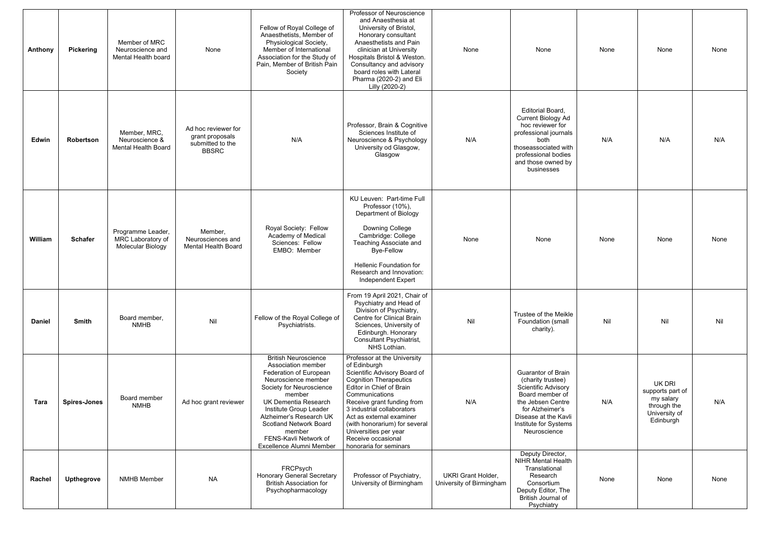| Anthony | Pickering | Member of MRC Neuroscience and Mental Health board | None | Fellow of Royal College of Anaesthetists, Member of Physiological Society, Member of International Association for the Study of Pain, Member of British Pain Society | Professor of Neuroscience and Anaesthesia at University of Bristol, Honorary consultant Anaesthetists and Pain clinician at University Hospitals Bristol & Weston. Consultancy and advisory board roles with Lateral Pharma (2020-2) and Eli Lilly (2020-2) | None | None | None | None | None |
|---|---|---|---|---|---|---|---|---|---|---|
| Edwin | Robertson | Member, MRC, Neuroscience & Mental Health Board | Ad hoc reviewer for grant proposals submitted to the BBSRC | N/A | Professor, Brain & Cognitive Sciences Institute of Neuroscience & Psychology University od Glasgow, Glasgow | N/A | Editorial Board, Current Biology Ad hoc reviewer for professional journals both thoseassociated with professional bodies and those owned by businesses | N/A | N/A | N/A |
| William | Schafer | Programme Leader, MRC Laboratory of Molecular Biology | Member, Neurosciences and Mental Health Board | Royal Society: Fellow<br>Academy of Medical Sciences: Fellow<br>EMBO: Member | KU Leuven: Part-time Full Professor (10%), Department of Biology<br><br>Downing College Cambridge: College Teaching Associate and Bye-Fellow<br><br>Hellenic Foundation for Research and Innovation: Independent Expert | None | None | None | None | None |
| Daniel | Smith | Board member, NMHB | Nil | Fellow of the Royal College of Psychiatrists. | From 19 April 2021, Chair of Psychiatry and Head of Division of Psychiatry, Centre for Clinical Brain Sciences, University of Edinburgh. Honorary Consultant Psychiatrist, NHS Lothian. | Nil | Trustee of the Meikle Foundation (small charity). | Nil | Nil | Nil |
| Tara | Spires-Jones | Board member NMHB | Ad hoc grant reviewer | British Neuroscience Association member<br>Federation of European Neuroscience member<br>Society for Neuroscience member<br>UK Dementia Research Institute Group Leader<br>Alzheimer's Research UK Scotland Network Board member<br>FENS-Kavli Network of Excellence Alumni Member | Professor at the University of Edinburgh<br>Scientific Advisory Board of Cognition Therapeutics<br>Editor in Chief of Brain Communications<br>Receive grant funding from 3 industrial collaborators<br>Act as external examiner (with honorarium) for several Universities per year<br>Receive occasional honoraria for seminars | N/A | Guarantor of Brain (charity trustee)<br>Scientific Advisory Board member of the Jebsen Centre for Alzheimer's Disease at the Kavli Institute for Systems Neuroscience | N/A | UK DRI supports part of my salary through the University of Edinburgh | N/A |
| Rachel | Upthegrove | NMHB Member | NA | FRCPsych<br>Honorary General Secretary British Association for Psychopharmacology | Professor of Psychiatry, University of Birmingham | UKRI Grant Holder, University of Birmingham | Deputy Director, NIHR Mental Health Translational Research Consortium<br>Deputy Editor, The British Journal of Psychiatry | None | None | None |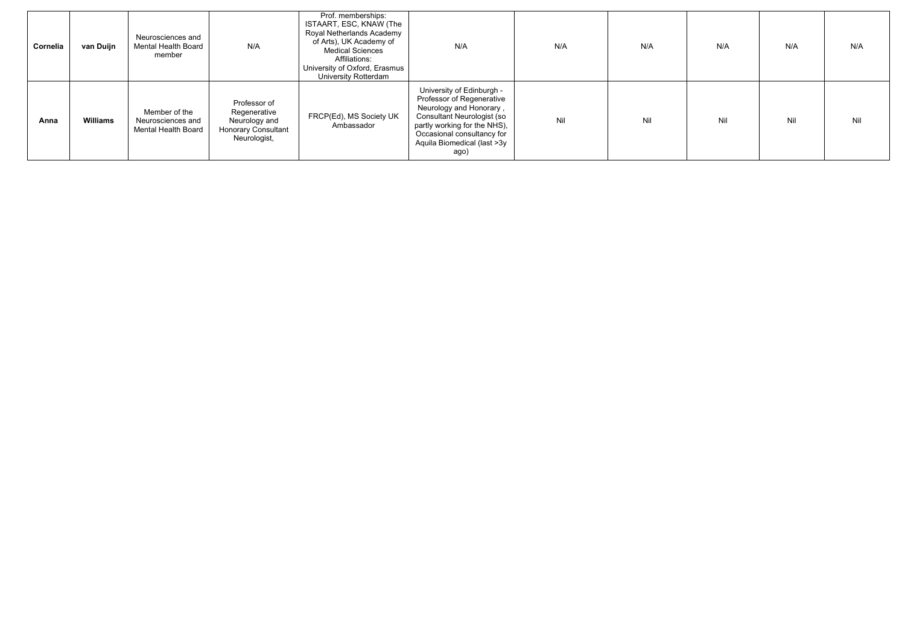| | | | | | | | | | | |
|---|---|---|---|---|---|---|---|---|---|---|
| **Cornelia** | **van Duijn** | Neurosciences and Mental Health Board member | N/A | Prof. memberships: ISTAART, ESC, KNAW (The Royal Netherlands Academy of Arts), UK Academy of Medical Sciences Affiliations: University of Oxford, Erasmus University Rotterdam | N/A | N/A | N/A | N/A | N/A | N/A |
| **Anna** | **Williams** | Member of the Neurosciences and Mental Health Board | Professor of Regenerative Neurology and Honorary Consultant Neurologist, | FRCP(Ed), MS Society UK Ambassador | University of Edinburgh - Professor of Regenerative Neurology and Honorary , Consultant Neurologist (so partly working for the NHS), Occasional consultancy for Aquila Biomedical (last >3y ago) | Nil | Nil | Nil | Nil | Nil |